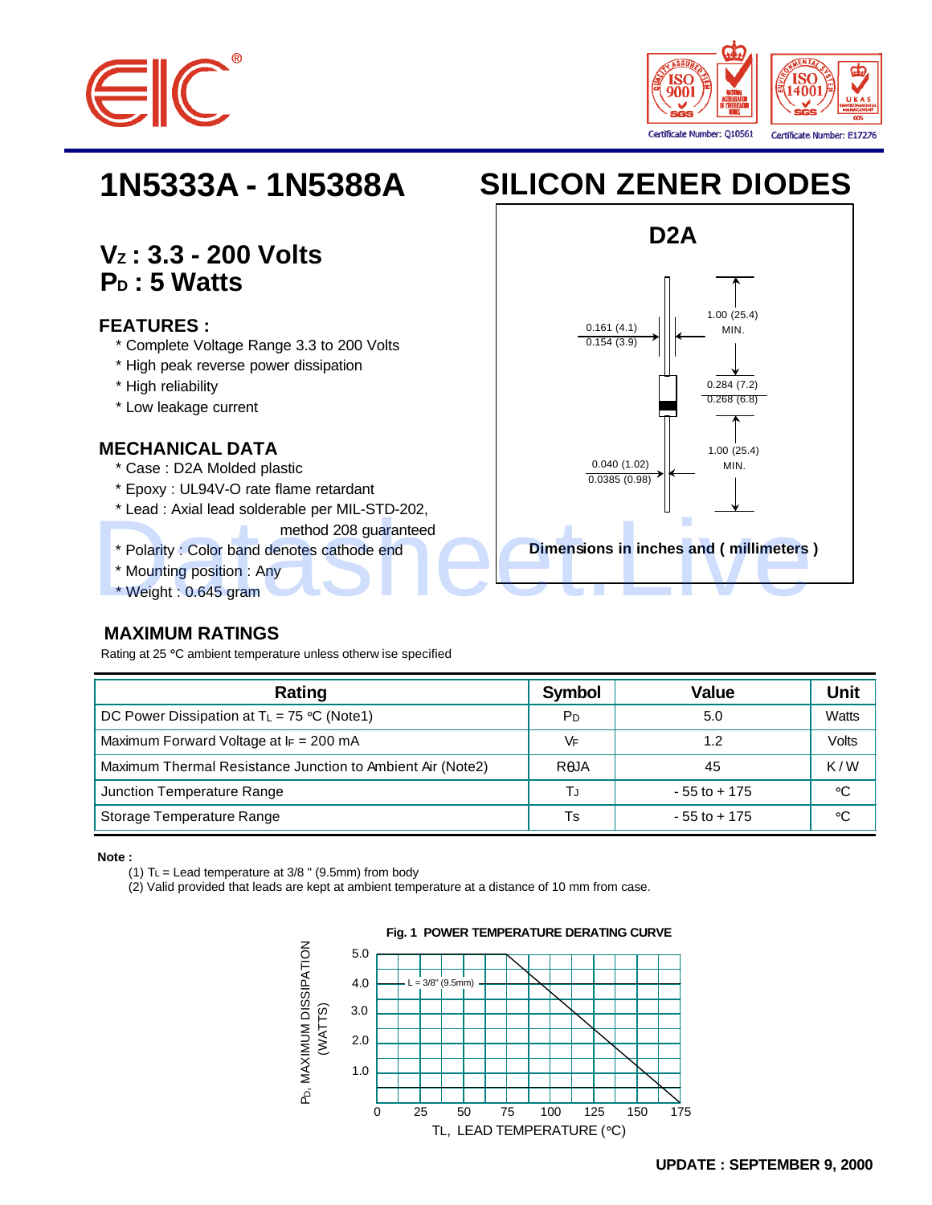# 1N5333A - 1N5388A

# SILICON ZENER DIODES

## $V_Z$ : 3.3 - 200 Volts
## $P_D$ : 5 Watts

### FEATURES :

* Complete Voltage Range 3.3 to 200 Volts
* High peak reverse power dissipation
* High reliability
* Low leakage current

### MECHANICAL DATA

* Case : D2A Molded plastic
* Epoxy : UL94V-O rate flame retardant
* Lead : Axial lead solderable per MIL-STD-202, method 208 guaranteed
* Polarity : Color band denotes cathode end
* Mounting position : Any
* Weight : 0.645 gram

**D2A**

0.161 (4.1)
0.154 (3.9)

1.00 (25.4) MIN.

0.284 (7.2)
0.268 (6.8)

1.00 (25.4) MIN.

0.040 (1.02)
0.0385 (0.98)

**Dimensions in inches and ( millimeters )**

### MAXIMUM RATINGS

Rating at 25 °C ambient temperature unless otherw ise specified

| Rating | Symbol | Value | Unit |
|---|---|---|---|
| DC Power Dissipation at $T_L$ = 75 °C (Note1) | $P_D$ | 5.0 | Watts |
| Maximum Forward Voltage at $I_F$ = 200 mA | $V_F$ | 1.2 | Volts |
| Maximum Thermal Resistance Junction to Ambient Air (Note2) | $R\theta JA$ | 45 | K / W |
| Junction Temperature Range | $T_J$ | - 55 to + 175 | °C |
| Storage Temperature Range | Ts | - 55 to + 175 | °C |

**Note :**

(1) $T_L$ = Lead temperature at 3/8 " (9.5mm) from body
(2) Valid provided that leads are kept at ambient temperature at a distance of 10 mm from case.

**Fig. 1 POWER TEMPERATURE DERATING CURVE**

$P_D$, MAXIMUM DISSIPATION (WATTS)

L = 3/8" (9.5mm)

TL, LEAD TEMPERATURE (°C)

**UPDATE : SEPTEMBER 9, 2000**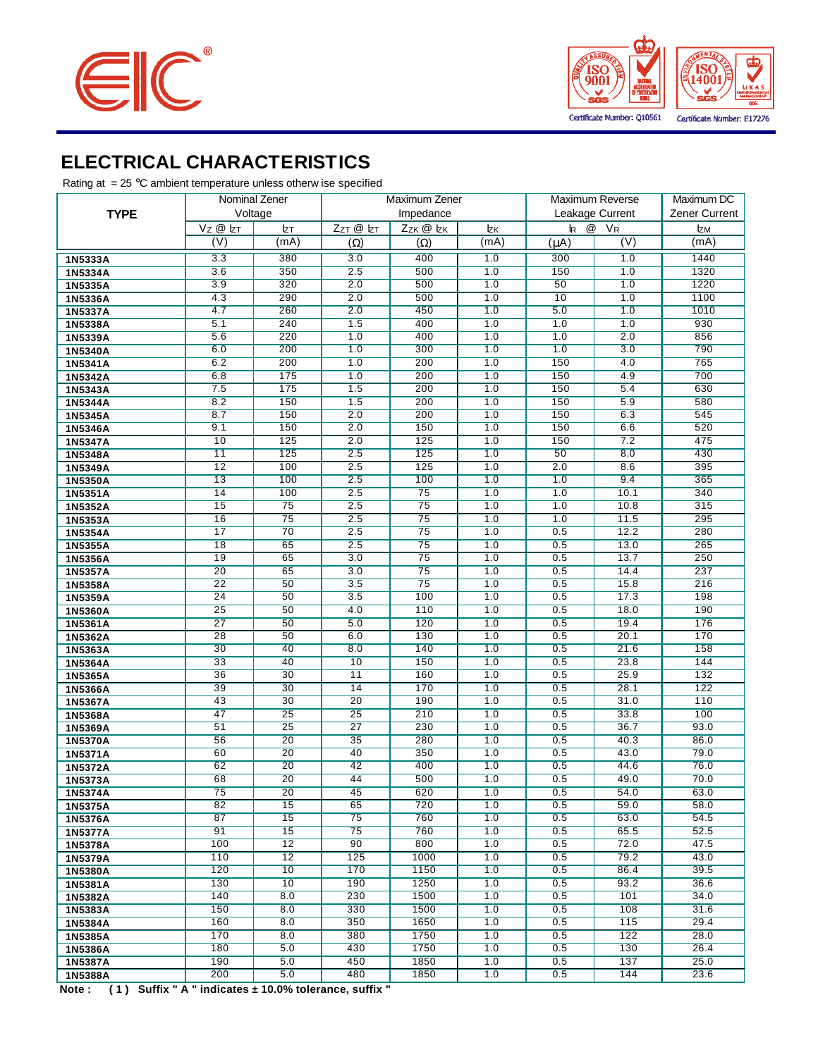## ELECTRICAL CHARACTERISTICS

Rating at = 25 °C ambient temperature unless otherwise specified

| TYPE | Nominal Zener Voltage | | Maximum Zener Impedance | | | Maximum Reverse Leakage Current | | Maximum DC Zener Current |
|---|---|---|---|---|---|---|---|---|
| | $V_Z$ @ $I_{ZT}$ | $I_{ZT}$ | $Z_{ZT}$ @ $I_{ZT}$ | $Z_{ZK}$ @ $I_{ZK}$ | $I_{ZK}$ | $I_R$ @ | $V_R$ | $I_{ZM}$ |
| | (V) | (mA) | (Ω) | (Ω) | (mA) | (μA) | (V) | (mA) |
| 1N5333A | 3.3 | 380 | 3.0 | 400 | 1.0 | 300 | 1.0 | 1440 |
| 1N5334A | 3.6 | 350 | 2.5 | 500 | 1.0 | 150 | 1.0 | 1320 |
| 1N5335A | 3.9 | 320 | 2.0 | 500 | 1.0 | 50 | 1.0 | 1220 |
| 1N5336A | 4.3 | 290 | 2.0 | 500 | 1.0 | 10 | 1.0 | 1100 |
| 1N5337A | 4.7 | 260 | 2.0 | 450 | 1.0 | 5.0 | 1.0 | 1010 |
| 1N5338A | 5.1 | 240 | 1.5 | 400 | 1.0 | 1.0 | 1.0 | 930 |
| 1N5339A | 5.6 | 220 | 1.0 | 400 | 1.0 | 1.0 | 2.0 | 856 |
| 1N5340A | 6.0 | 200 | 1.0 | 300 | 1.0 | 1.0 | 3.0 | 790 |
| 1N5341A | 6.2 | 200 | 1.0 | 200 | 1.0 | 150 | 4.0 | 765 |
| 1N5342A | 6.8 | 175 | 1.0 | 200 | 1.0 | 150 | 4.9 | 700 |
| 1N5343A | 7.5 | 175 | 1.5 | 200 | 1.0 | 150 | 5.4 | 630 |
| 1N5344A | 8.2 | 150 | 1.5 | 200 | 1.0 | 150 | 5.9 | 580 |
| 1N5345A | 8.7 | 150 | 2.0 | 200 | 1.0 | 150 | 6.3 | 545 |
| 1N5346A | 9.1 | 150 | 2.0 | 150 | 1.0 | 150 | 6.6 | 520 |
| 1N5347A | 10 | 125 | 2.0 | 125 | 1.0 | 150 | 7.2 | 475 |
| 1N5348A | 11 | 125 | 2.5 | 125 | 1.0 | 50 | 8.0 | 430 |
| 1N5349A | 12 | 100 | 2.5 | 125 | 1.0 | 2.0 | 8.6 | 395 |
| 1N5350A | 13 | 100 | 2.5 | 100 | 1.0 | 1.0 | 9.4 | 365 |
| 1N5351A | 14 | 100 | 2.5 | 75 | 1.0 | 1.0 | 10.1 | 340 |
| 1N5352A | 15 | 75 | 2.5 | 75 | 1.0 | 1.0 | 10.8 | 315 |
| 1N5353A | 16 | 75 | 2.5 | 75 | 1.0 | 1.0 | 11.5 | 295 |
| 1N5354A | 17 | 70 | 2.5 | 75 | 1.0 | 0.5 | 12.2 | 280 |
| 1N5355A | 18 | 65 | 2.5 | 75 | 1.0 | 0.5 | 13.0 | 265 |
| 1N5356A | 19 | 65 | 3.0 | 75 | 1.0 | 0.5 | 13.7 | 250 |
| 1N5357A | 20 | 65 | 3.0 | 75 | 1.0 | 0.5 | 14.4 | 237 |
| 1N5358A | 22 | 50 | 3.5 | 75 | 1.0 | 0.5 | 15.8 | 216 |
| 1N5359A | 24 | 50 | 3.5 | 100 | 1.0 | 0.5 | 17.3 | 198 |
| 1N5360A | 25 | 50 | 4.0 | 110 | 1.0 | 0.5 | 18.0 | 190 |
| 1N5361A | 27 | 50 | 5.0 | 120 | 1.0 | 0.5 | 19.4 | 176 |
| 1N5362A | 28 | 50 | 6.0 | 130 | 1.0 | 0.5 | 20.1 | 170 |
| 1N5363A | 30 | 40 | 8.0 | 140 | 1.0 | 0.5 | 21.6 | 158 |
| 1N5364A | 33 | 40 | 10 | 150 | 1.0 | 0.5 | 23.8 | 144 |
| 1N5365A | 36 | 30 | 11 | 160 | 1.0 | 0.5 | 25.9 | 132 |
| 1N5366A | 39 | 30 | 14 | 170 | 1.0 | 0.5 | 28.1 | 122 |
| 1N5367A | 43 | 30 | 20 | 190 | 1.0 | 0.5 | 31.0 | 110 |
| 1N5368A | 47 | 25 | 25 | 210 | 1.0 | 0.5 | 33.8 | 100 |
| 1N5369A | 51 | 25 | 27 | 230 | 1.0 | 0.5 | 36.7 | 93.0 |
| 1N5370A | 56 | 20 | 35 | 280 | 1.0 | 0.5 | 40.3 | 86.0 |
| 1N5371A | 60 | 20 | 40 | 350 | 1.0 | 0.5 | 43.0 | 79.0 |
| 1N5372A | 62 | 20 | 42 | 400 | 1.0 | 0.5 | 44.6 | 76.0 |
| 1N5373A | 68 | 20 | 44 | 500 | 1.0 | 0.5 | 49.0 | 70.0 |
| 1N5374A | 75 | 20 | 45 | 620 | 1.0 | 0.5 | 54.0 | 63.0 |
| 1N5375A | 82 | 15 | 65 | 720 | 1.0 | 0.5 | 59.0 | 58.0 |
| 1N5376A | 87 | 15 | 75 | 760 | 1.0 | 0.5 | 63.0 | 54.5 |
| 1N5377A | 91 | 15 | 75 | 760 | 1.0 | 0.5 | 65.5 | 52.5 |
| 1N5378A | 100 | 12 | 90 | 800 | 1.0 | 0.5 | 72.0 | 47.5 |
| 1N5379A | 110 | 12 | 125 | 1000 | 1.0 | 0.5 | 79.2 | 43.0 |
| 1N5380A | 120 | 10 | 170 | 1150 | 1.0 | 0.5 | 86.4 | 39.5 |
| 1N5381A | 130 | 10 | 190 | 1250 | 1.0 | 0.5 | 93.2 | 36.6 |
| 1N5382A | 140 | 8.0 | 230 | 1500 | 1.0 | 0.5 | 101 | 34.0 |
| 1N5383A | 150 | 8.0 | 330 | 1500 | 1.0 | 0.5 | 108 | 31.6 |
| 1N5384A | 160 | 8.0 | 350 | 1650 | 1.0 | 0.5 | 115 | 29.4 |
| 1N5385A | 170 | 8.0 | 380 | 1750 | 1.0 | 0.5 | 122 | 28.0 |
| 1N5386A | 180 | 5.0 | 430 | 1750 | 1.0 | 0.5 | 130 | 26.4 |
| 1N5387A | 190 | 5.0 | 450 | 1850 | 1.0 | 0.5 | 137 | 25.0 |
| 1N5388A | 200 | 5.0 | 480 | 1850 | 1.0 | 0.5 | 144 | 23.6 |

**Note : (1) Suffix " A " indicates ± 10.0% tolerance, suffix "**